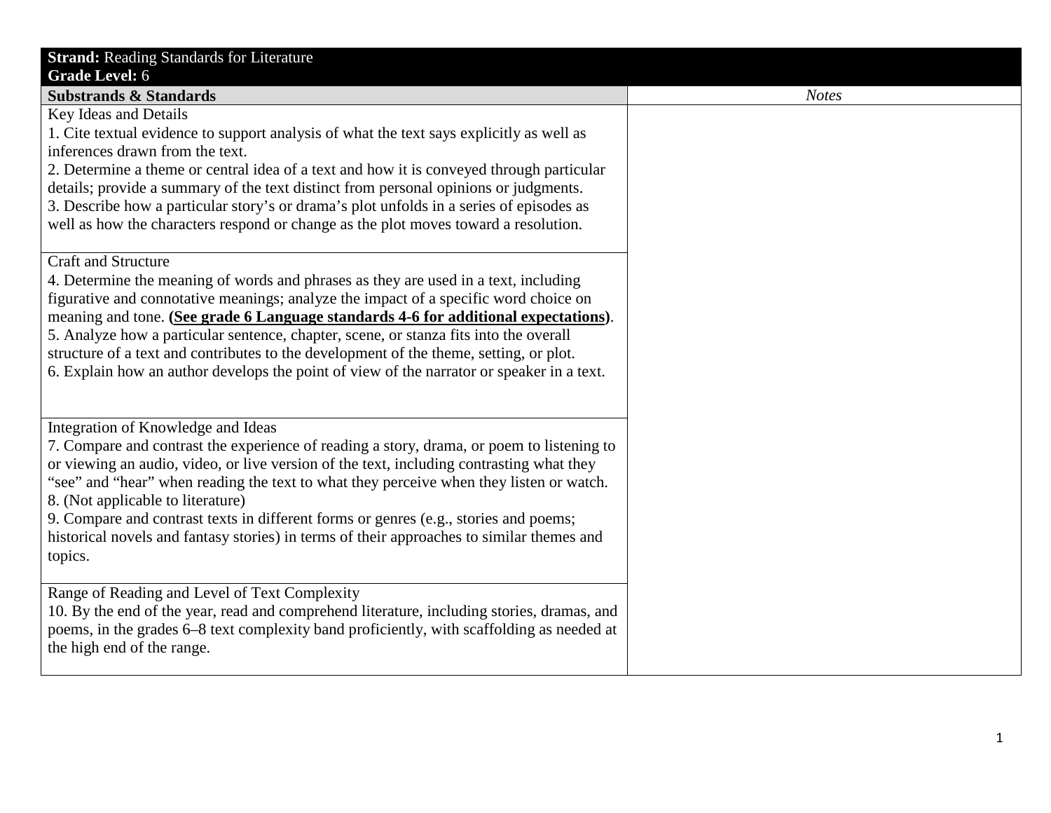| **Strand:** Reading Standards for Literature<br>**Grade Level:** 6 | |
|---|---|
| **Substrands & Standards** | *Notes* |
| Key Ideas and Details<br>1. Cite textual evidence to support analysis of what the text says explicitly as well as inferences drawn from the text.<br>2. Determine a theme or central idea of a text and how it is conveyed through particular details; provide a summary of the text distinct from personal opinions or judgments.<br>3. Describe how a particular story's or drama's plot unfolds in a series of episodes as well as how the characters respond or change as the plot moves toward a resolution. | |
| Craft and Structure<br>4. Determine the meaning of words and phrases as they are used in a text, including figurative and connotative meanings; analyze the impact of a specific word choice on meaning and tone. **(See grade 6 Language standards 4-6 for additional expectations)**.<br>5. Analyze how a particular sentence, chapter, scene, or stanza fits into the overall structure of a text and contributes to the development of the theme, setting, or plot.<br>6. Explain how an author develops the point of view of the narrator or speaker in a text. | |
| Integration of Knowledge and Ideas<br>7. Compare and contrast the experience of reading a story, drama, or poem to listening to or viewing an audio, video, or live version of the text, including contrasting what they "see" and "hear" when reading the text to what they perceive when they listen or watch.<br>8. (Not applicable to literature)<br>9. Compare and contrast texts in different forms or genres (e.g., stories and poems; historical novels and fantasy stories) in terms of their approaches to similar themes and topics. | |
| Range of Reading and Level of Text Complexity<br>10. By the end of the year, read and comprehend literature, including stories, dramas, and poems, in the grades 6–8 text complexity band proficiently, with scaffolding as needed at the high end of the range. | |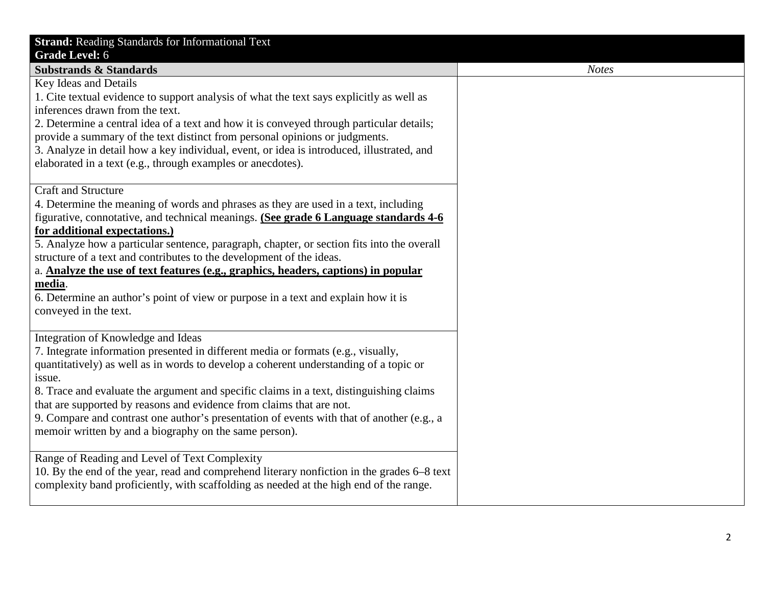| **Strand:** Reading Standards for Informational Text<br>**Grade Level:** 6 | |
|---|---|
| **Substrands & Standards** | *Notes* |
| Key Ideas and Details<br>1. Cite textual evidence to support analysis of what the text says explicitly as well as inferences drawn from the text.<br>2. Determine a central idea of a text and how it is conveyed through particular details; provide a summary of the text distinct from personal opinions or judgments.<br>3. Analyze in detail how a key individual, event, or idea is introduced, illustrated, and elaborated in a text (e.g., through examples or anecdotes). | |
| Craft and Structure<br>4. Determine the meaning of words and phrases as they are used in a text, including figurative, connotative, and technical meanings. **(See grade 6 Language standards 4-6 for additional expectations.)**<br>5. Analyze how a particular sentence, paragraph, chapter, or section fits into the overall structure of a text and contributes to the development of the ideas.<br>a. **Analyze the use of text features (e.g., graphics, headers, captions) in popular media**.<br>6. Determine an author's point of view or purpose in a text and explain how it is conveyed in the text. | |
| Integration of Knowledge and Ideas<br>7. Integrate information presented in different media or formats (e.g., visually, quantitatively) as well as in words to develop a coherent understanding of a topic or issue.<br>8. Trace and evaluate the argument and specific claims in a text, distinguishing claims that are supported by reasons and evidence from claims that are not.<br>9. Compare and contrast one author's presentation of events with that of another (e.g., a memoir written by and a biography on the same person). | |
| Range of Reading and Level of Text Complexity<br>10. By the end of the year, read and comprehend literary nonfiction in the grades 6–8 text complexity band proficiently, with scaffolding as needed at the high end of the range. | |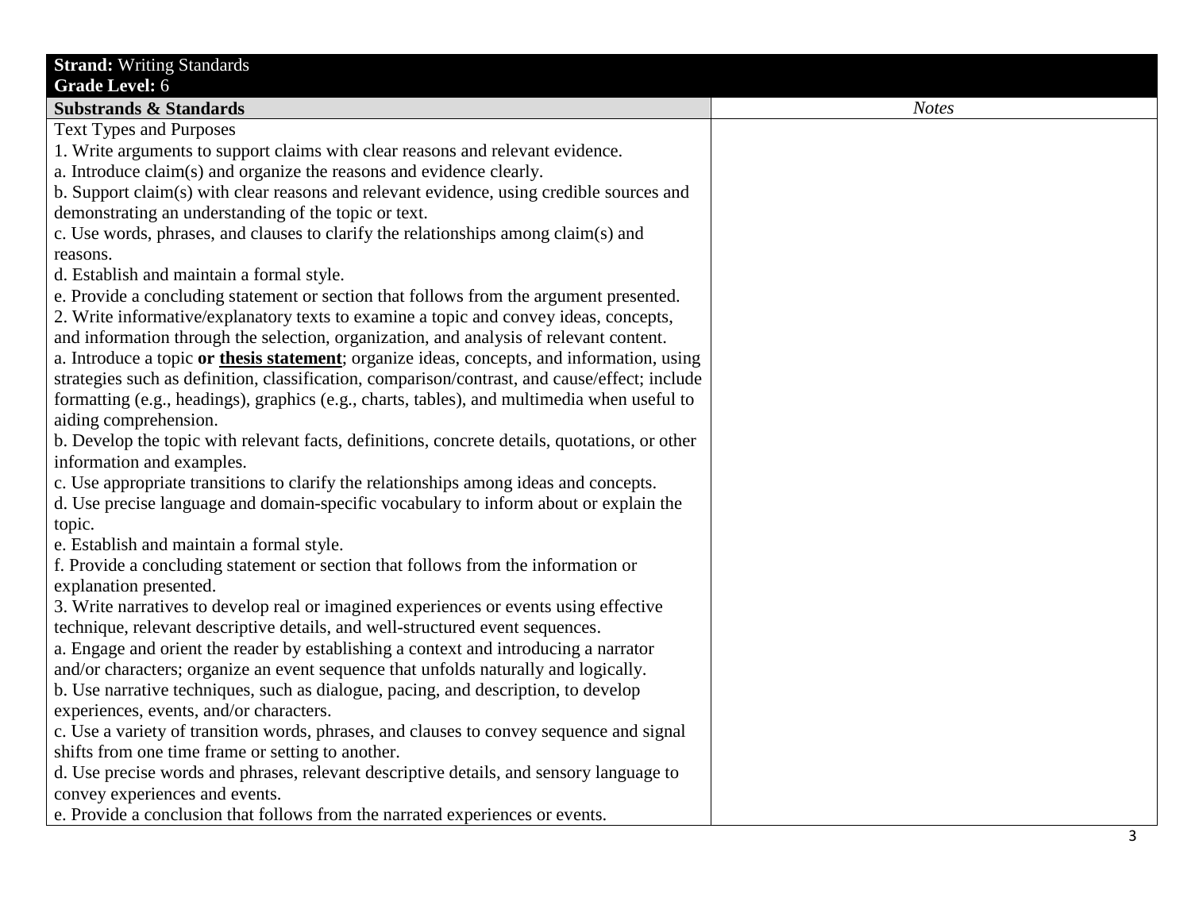| **Strand:** Writing Standards<br>**Grade Level:** 6 | |
|---|---|
| **Substrands & Standards** | *Notes* |
| Text Types and Purposes<br>1. Write arguments to support claims with clear reasons and relevant evidence.<br>a. Introduce claim(s) and organize the reasons and evidence clearly.<br>b. Support claim(s) with clear reasons and relevant evidence, using credible sources and demonstrating an understanding of the topic or text.<br>c. Use words, phrases, and clauses to clarify the relationships among claim(s) and reasons.<br>d. Establish and maintain a formal style.<br>e. Provide a concluding statement or section that follows from the argument presented.<br>2. Write informative/explanatory texts to examine a topic and convey ideas, concepts, and information through the selection, organization, and analysis of relevant content.<br>a. Introduce a topic **or <u>thesis statement</u>**; organize ideas, concepts, and information, using strategies such as definition, classification, comparison/contrast, and cause/effect; include formatting (e.g., headings), graphics (e.g., charts, tables), and multimedia when useful to aiding comprehension.<br>b. Develop the topic with relevant facts, definitions, concrete details, quotations, or other information and examples.<br>c. Use appropriate transitions to clarify the relationships among ideas and concepts.<br>d. Use precise language and domain-specific vocabulary to inform about or explain the topic.<br>e. Establish and maintain a formal style.<br>f. Provide a concluding statement or section that follows from the information or explanation presented.<br>3. Write narratives to develop real or imagined experiences or events using effective technique, relevant descriptive details, and well-structured event sequences.<br>a. Engage and orient the reader by establishing a context and introducing a narrator and/or characters; organize an event sequence that unfolds naturally and logically.<br>b. Use narrative techniques, such as dialogue, pacing, and description, to develop experiences, events, and/or characters.<br>c. Use a variety of transition words, phrases, and clauses to convey sequence and signal shifts from one time frame or setting to another.<br>d. Use precise words and phrases, relevant descriptive details, and sensory language to convey experiences and events.<br>e. Provide a conclusion that follows from the narrated experiences or events. | |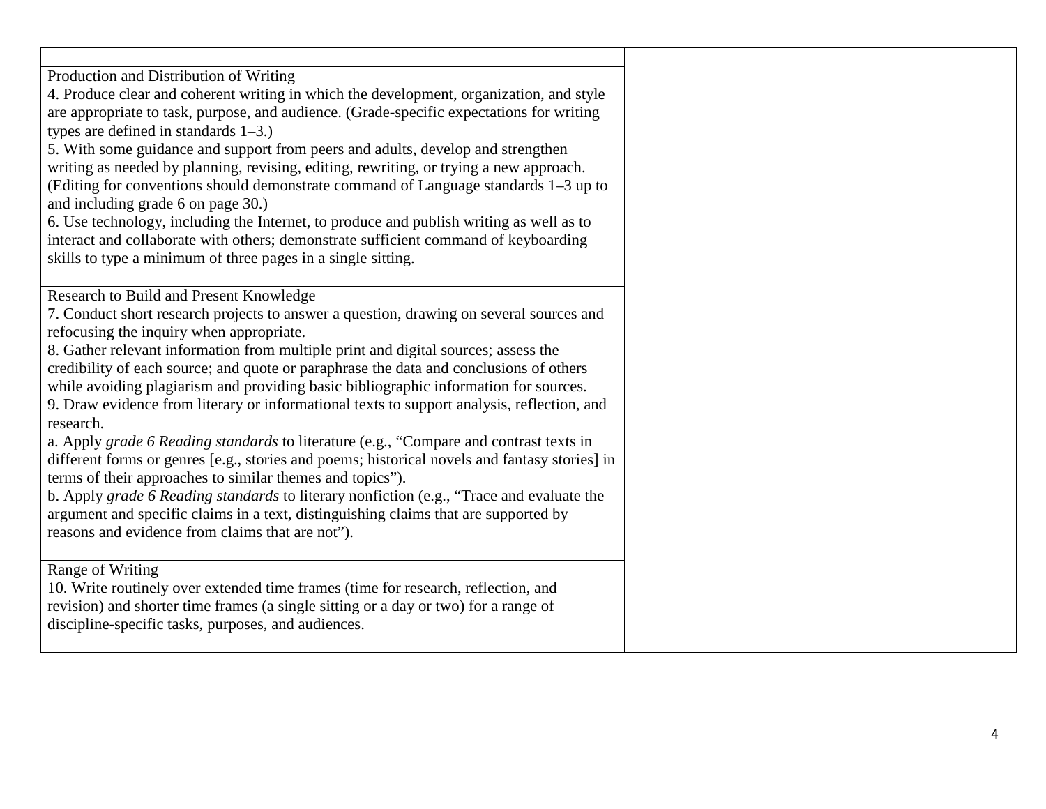| | |
|---|---|
| | |
| Production and Distribution of Writing<br>4. Produce clear and coherent writing in which the development, organization, and style are appropriate to task, purpose, and audience. (Grade-specific expectations for writing types are defined in standards 1–3.)<br>5. With some guidance and support from peers and adults, develop and strengthen writing as needed by planning, revising, editing, rewriting, or trying a new approach. (Editing for conventions should demonstrate command of Language standards 1–3 up to and including grade 6 on page 30.)<br>6. Use technology, including the Internet, to produce and publish writing as well as to interact and collaborate with others; demonstrate sufficient command of keyboarding skills to type a minimum of three pages in a single sitting. | |
| Research to Build and Present Knowledge<br>7. Conduct short research projects to answer a question, drawing on several sources and refocusing the inquiry when appropriate.<br>8. Gather relevant information from multiple print and digital sources; assess the credibility of each source; and quote or paraphrase the data and conclusions of others while avoiding plagiarism and providing basic bibliographic information for sources.<br>9. Draw evidence from literary or informational texts to support analysis, reflection, and research.<br>a. Apply *grade 6 Reading standards* to literature (e.g., "Compare and contrast texts in different forms or genres [e.g., stories and poems; historical novels and fantasy stories] in terms of their approaches to similar themes and topics").<br>b. Apply *grade 6 Reading standards* to literary nonfiction (e.g., "Trace and evaluate the argument and specific claims in a text, distinguishing claims that are supported by reasons and evidence from claims that are not"). | |
| Range of Writing<br>10. Write routinely over extended time frames (time for research, reflection, and revision) and shorter time frames (a single sitting or a day or two) for a range of discipline-specific tasks, purposes, and audiences. | |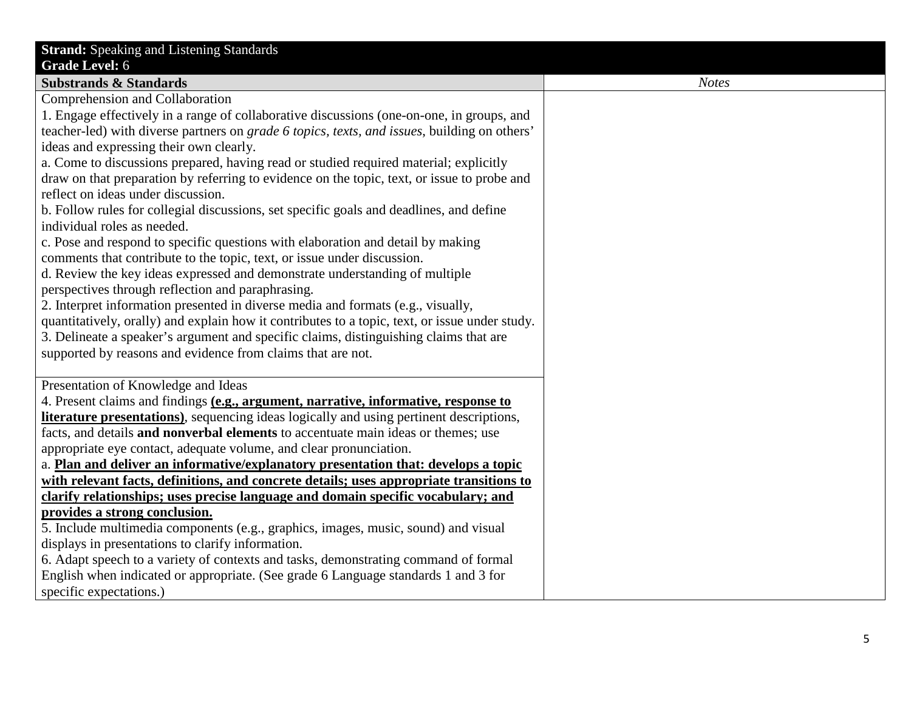| **Strand:** Speaking and Listening Standards<br>**Grade Level:** 6 | |
|---|---|
| **Substrands & Standards** | *Notes* |
| Comprehension and Collaboration<br>1. Engage effectively in a range of collaborative discussions (one-on-one, in groups, and teacher-led) with diverse partners on *grade 6 topics, texts, and issues*, building on others' ideas and expressing their own clearly.<br>a. Come to discussions prepared, having read or studied required material; explicitly draw on that preparation by referring to evidence on the topic, text, or issue to probe and reflect on ideas under discussion.<br>b. Follow rules for collegial discussions, set specific goals and deadlines, and define individual roles as needed.<br>c. Pose and respond to specific questions with elaboration and detail by making comments that contribute to the topic, text, or issue under discussion.<br>d. Review the key ideas expressed and demonstrate understanding of multiple perspectives through reflection and paraphrasing.<br>2. Interpret information presented in diverse media and formats (e.g., visually, quantitatively, orally) and explain how it contributes to a topic, text, or issue under study.<br>3. Delineate a speaker's argument and specific claims, distinguishing claims that are supported by reasons and evidence from claims that are not. | |
| Presentation of Knowledge and Ideas<br>4. Present claims and findings <u>**(e.g., argument, narrative, informative, response to literature presentations)**</u>, sequencing ideas logically and using pertinent descriptions, facts, and details **and nonverbal elements** to accentuate main ideas or themes; use appropriate eye contact, adequate volume, and clear pronunciation.<br>a. <u>**Plan and deliver an informative/explanatory presentation that: develops a topic with relevant facts, definitions, and concrete details; uses appropriate transitions to clarify relationships; uses precise language and domain specific vocabulary; and provides a strong conclusion.**</u><br>5. Include multimedia components (e.g., graphics, images, music, sound) and visual displays in presentations to clarify information.<br>6. Adapt speech to a variety of contexts and tasks, demonstrating command of formal English when indicated or appropriate. (See grade 6 Language standards 1 and 3 for specific expectations.) | |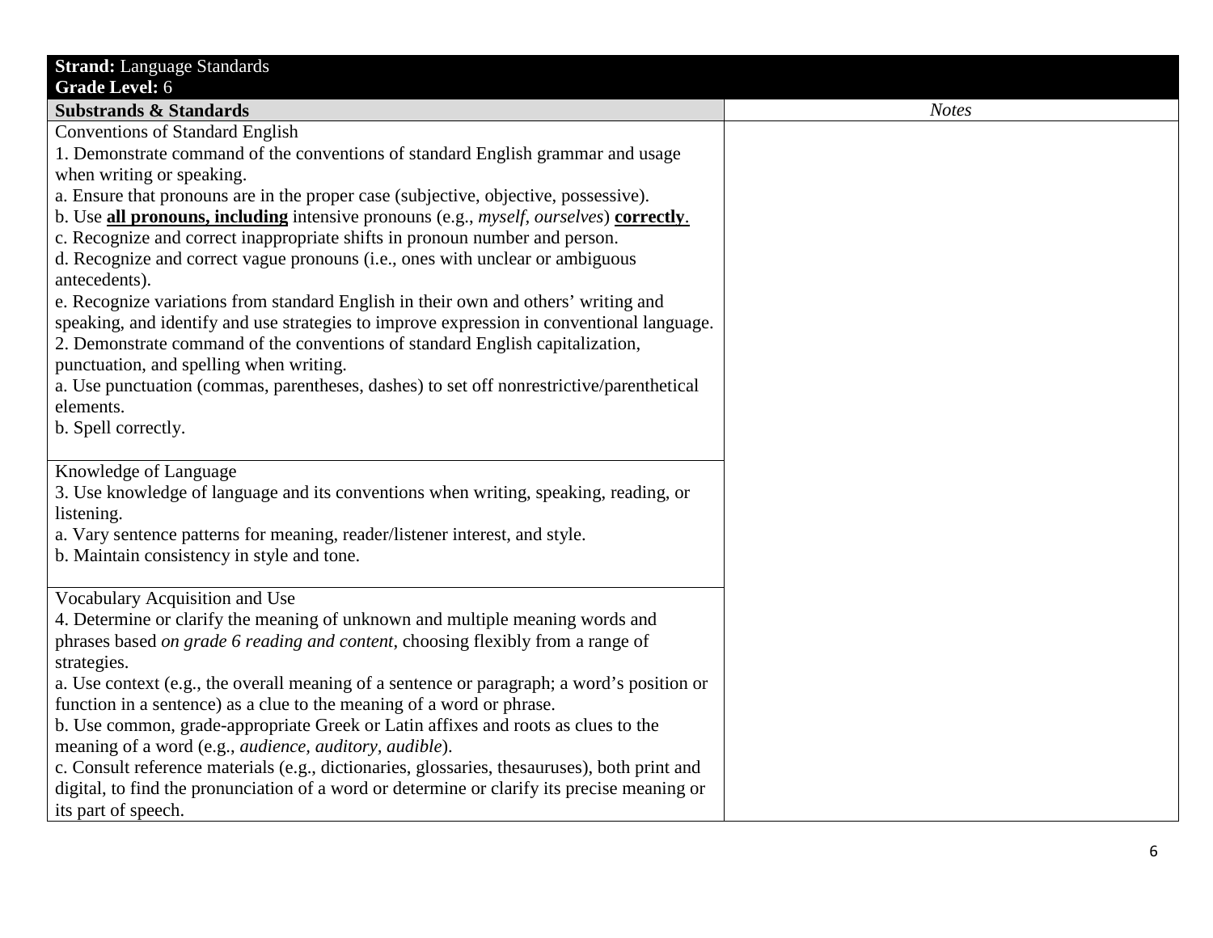| **Strand:** Language Standards<br>**Grade Level:** 6 | |
|---|---|
| **Substrands & Standards** | *Notes* |
| Conventions of Standard English<br>1. Demonstrate command of the conventions of standard English grammar and usage when writing or speaking.<br>a. Ensure that pronouns are in the proper case (subjective, objective, possessive).<br>b. Use <u>**all pronouns, including**</u> intensive pronouns (e.g., *myself, ourselves*) <u>**correctly**</u>.<br>c. Recognize and correct inappropriate shifts in pronoun number and person.<br>d. Recognize and correct vague pronouns (i.e., ones with unclear or ambiguous antecedents).<br>e. Recognize variations from standard English in their own and others' writing and speaking, and identify and use strategies to improve expression in conventional language.<br>2. Demonstrate command of the conventions of standard English capitalization, punctuation, and spelling when writing.<br>a. Use punctuation (commas, parentheses, dashes) to set off nonrestrictive/parenthetical elements.<br>b. Spell correctly. | |
| Knowledge of Language<br>3. Use knowledge of language and its conventions when writing, speaking, reading, or listening.<br>a. Vary sentence patterns for meaning, reader/listener interest, and style.<br>b. Maintain consistency in style and tone. | |
| Vocabulary Acquisition and Use<br>4. Determine or clarify the meaning of unknown and multiple meaning words and phrases based *on grade 6 reading and content*, choosing flexibly from a range of strategies.<br>a. Use context (e.g., the overall meaning of a sentence or paragraph; a word's position or function in a sentence) as a clue to the meaning of a word or phrase.<br>b. Use common, grade-appropriate Greek or Latin affixes and roots as clues to the meaning of a word (e.g., *audience, auditory, audible*).<br>c. Consult reference materials (e.g., dictionaries, glossaries, thesauruses), both print and digital, to find the pronunciation of a word or determine or clarify its precise meaning or its part of speech. | |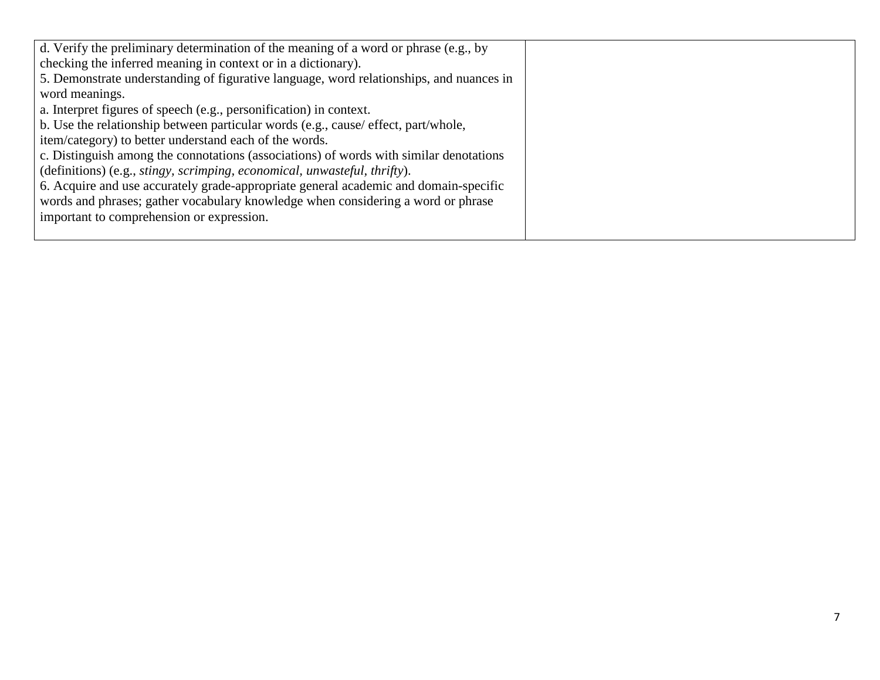| | |
|---|---|
| d. Verify the preliminary determination of the meaning of a word or phrase (e.g., by checking the inferred meaning in context or in a dictionary).<br>5. Demonstrate understanding of figurative language, word relationships, and nuances in word meanings.<br>a. Interpret figures of speech (e.g., personification) in context.<br>b. Use the relationship between particular words (e.g., cause/ effect, part/whole, item/category) to better understand each of the words.<br>c. Distinguish among the connotations (associations) of words with similar denotations (definitions) (e.g., *stingy, scrimping, economical, unwasteful, thrifty*).<br>6. Acquire and use accurately grade-appropriate general academic and domain-specific words and phrases; gather vocabulary knowledge when considering a word or phrase important to comprehension or expression. | |